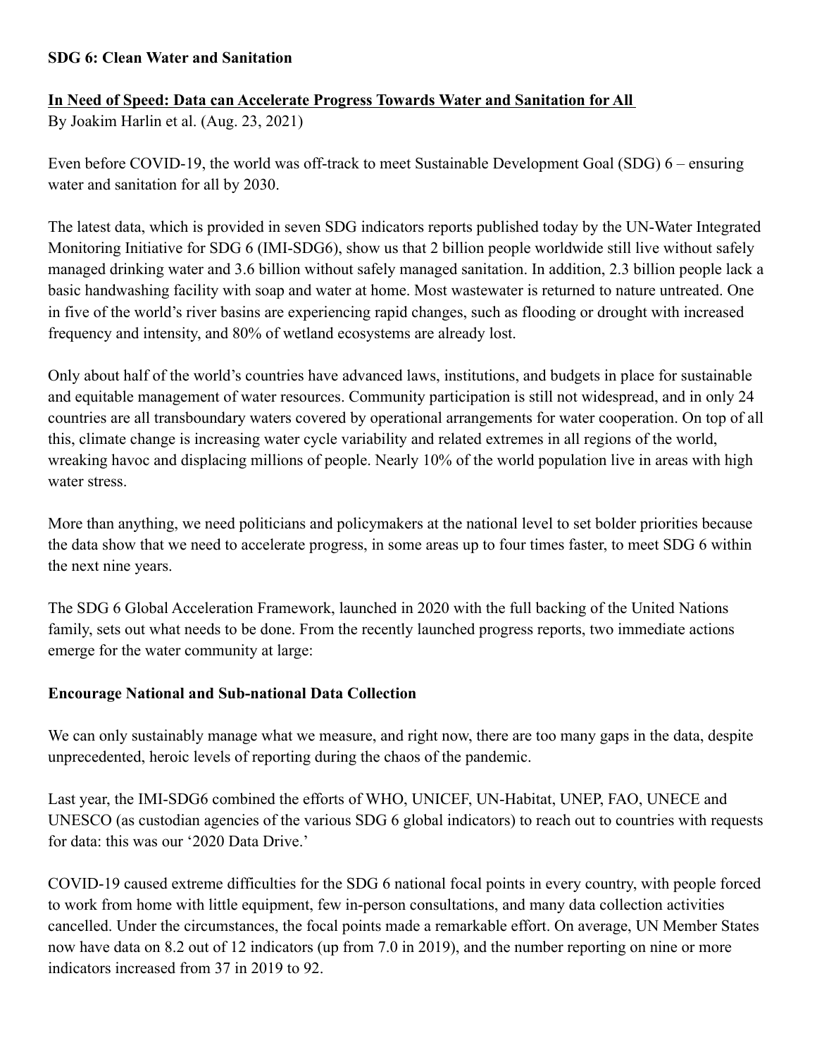**SDG 6: Clean Water and Sanitation**

**In Need of Speed: Data can Accelerate Progress Towards Water and Sanitation for All**

By Joakim Harlin et al. (Aug. 23, 2021)

Even before COVID-19, the world was off-track to meet Sustainable Development Goal (SDG) 6 – ensuring water and sanitation for all by 2030.

The latest data, which is provided in seven SDG indicators reports published today by the UN-Water Integrated Monitoring Initiative for SDG 6 (IMI-SDG6), show us that 2 billion people worldwide still live without safely managed drinking water and 3.6 billion without safely managed sanitation. In addition, 2.3 billion people lack a basic handwashing facility with soap and water at home. Most wastewater is returned to nature untreated. One in five of the world's river basins are experiencing rapid changes, such as flooding or drought with increased frequency and intensity, and 80% of wetland ecosystems are already lost.

Only about half of the world's countries have advanced laws, institutions, and budgets in place for sustainable and equitable management of water resources. Community participation is still not widespread, and in only 24 countries are all transboundary waters covered by operational arrangements for water cooperation. On top of all this, climate change is increasing water cycle variability and related extremes in all regions of the world, wreaking havoc and displacing millions of people. Nearly 10% of the world population live in areas with high water stress.

More than anything, we need politicians and policymakers at the national level to set bolder priorities because the data show that we need to accelerate progress, in some areas up to four times faster, to meet SDG 6 within the next nine years.

The SDG 6 Global Acceleration Framework, launched in 2020 with the full backing of the United Nations family, sets out what needs to be done. From the recently launched progress reports, two immediate actions emerge for the water community at large:

**Encourage National and Sub-national Data Collection**

We can only sustainably manage what we measure, and right now, there are too many gaps in the data, despite unprecedented, heroic levels of reporting during the chaos of the pandemic.

Last year, the IMI-SDG6 combined the efforts of WHO, UNICEF, UN-Habitat, UNEP, FAO, UNECE and UNESCO (as custodian agencies of the various SDG 6 global indicators) to reach out to countries with requests for data: this was our '2020 Data Drive.'

COVID-19 caused extreme difficulties for the SDG 6 national focal points in every country, with people forced to work from home with little equipment, few in-person consultations, and many data collection activities cancelled. Under the circumstances, the focal points made a remarkable effort. On average, UN Member States now have data on 8.2 out of 12 indicators (up from 7.0 in 2019), and the number reporting on nine or more indicators increased from 37 in 2019 to 92.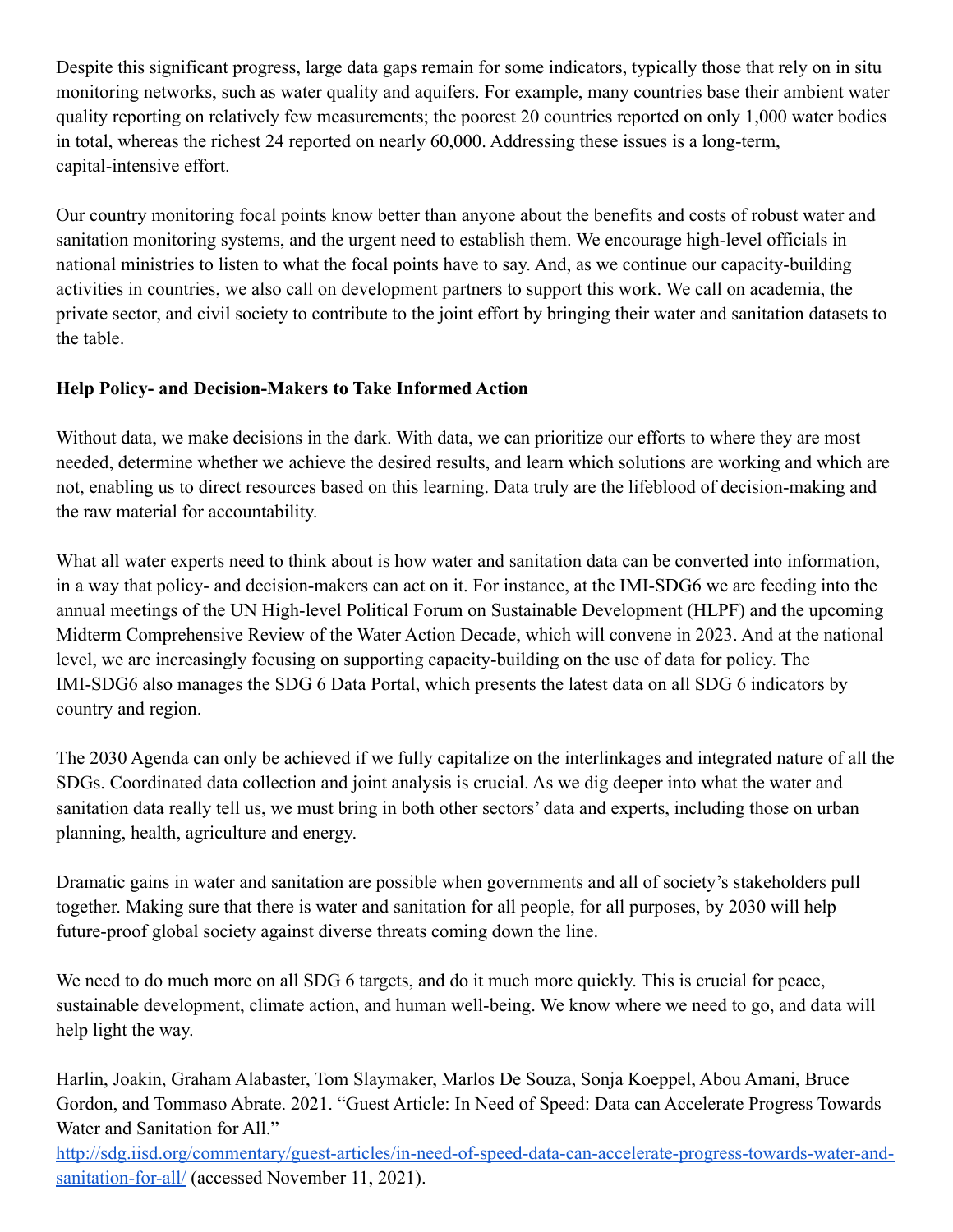Despite this significant progress, large data gaps remain for some indicators, typically those that rely on in situ monitoring networks, such as water quality and aquifers. For example, many countries base their ambient water quality reporting on relatively few measurements; the poorest 20 countries reported on only 1,000 water bodies in total, whereas the richest 24 reported on nearly 60,000. Addressing these issues is a long-term, capital-intensive effort.

Our country monitoring focal points know better than anyone about the benefits and costs of robust water and sanitation monitoring systems, and the urgent need to establish them. We encourage high-level officials in national ministries to listen to what the focal points have to say. And, as we continue our capacity-building activities in countries, we also call on development partners to support this work. We call on academia, the private sector, and civil society to contribute to the joint effort by bringing their water and sanitation datasets to the table.

**Help Policy- and Decision-Makers to Take Informed Action**

Without data, we make decisions in the dark. With data, we can prioritize our efforts to where they are most needed, determine whether we achieve the desired results, and learn which solutions are working and which are not, enabling us to direct resources based on this learning. Data truly are the lifeblood of decision-making and the raw material for accountability.

What all water experts need to think about is how water and sanitation data can be converted into information, in a way that policy- and decision-makers can act on it. For instance, at the IMI-SDG6 we are feeding into the annual meetings of the UN High-level Political Forum on Sustainable Development (HLPF) and the upcoming Midterm Comprehensive Review of the Water Action Decade, which will convene in 2023. And at the national level, we are increasingly focusing on supporting capacity-building on the use of data for policy. The IMI-SDG6 also manages the SDG 6 Data Portal, which presents the latest data on all SDG 6 indicators by country and region.

The 2030 Agenda can only be achieved if we fully capitalize on the interlinkages and integrated nature of all the SDGs. Coordinated data collection and joint analysis is crucial. As we dig deeper into what the water and sanitation data really tell us, we must bring in both other sectors' data and experts, including those on urban planning, health, agriculture and energy.

Dramatic gains in water and sanitation are possible when governments and all of society's stakeholders pull together. Making sure that there is water and sanitation for all people, for all purposes, by 2030 will help future-proof global society against diverse threats coming down the line.

We need to do much more on all SDG 6 targets, and do it much more quickly. This is crucial for peace, sustainable development, climate action, and human well-being. We know where we need to go, and data will help light the way.

Harlin, Joakin, Graham Alabaster, Tom Slaymaker, Marlos De Souza, Sonja Koeppel, Abou Amani, Bruce Gordon, and Tommaso Abrate. 2021. "Guest Article: In Need of Speed: Data can Accelerate Progress Towards Water and Sanitation for All."
[http://sdg.iisd.org/commentary/guest-articles/in-need-of-speed-data-can-accelerate-progress-towards-water-and-sanitation-for-all/](http://sdg.iisd.org/commentary/guest-articles/in-need-of-speed-data-can-accelerate-progress-towards-water-and-sanitation-for-all/) (accessed November 11, 2021).